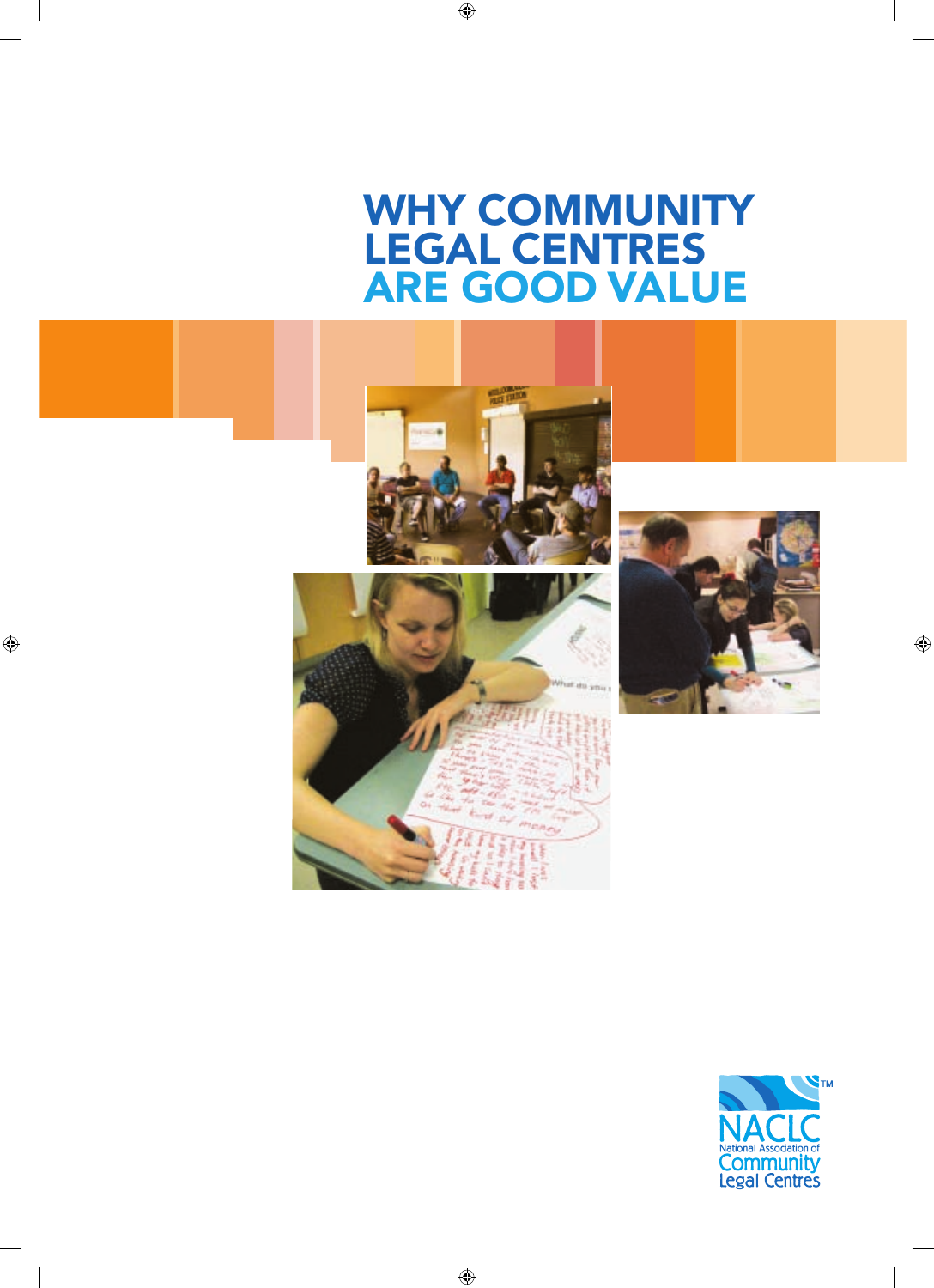# WHY COMMUNITY LEGAL CENTRES ARE GOOD VALUE

NACLC National Association of Community Legal Centres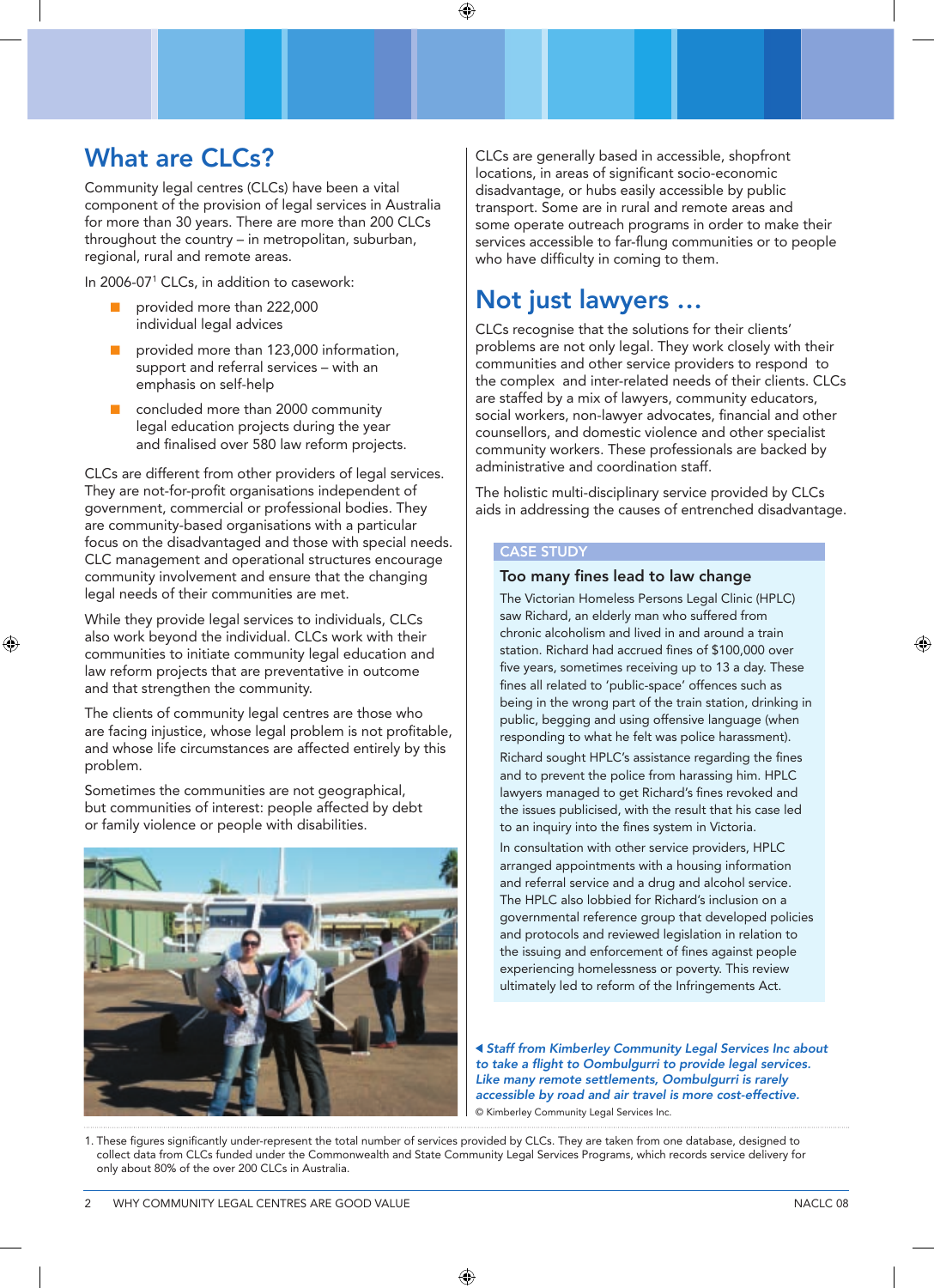# What are CLCs?

Community legal centres (CLCs) have been a vital component of the provision of legal services in Australia for more than 30 years. There are more than 200 CLCs throughout the country – in metropolitan, suburban, regional, rural and remote areas.

In 2006-07[1] CLCs, in addition to casework:

- provided more than 222,000 individual legal advices
- provided more than 123,000 information, support and referral services – with an emphasis on self-help
- concluded more than 2000 community legal education projects during the year and finalised over 580 law reform projects.

CLCs are different from other providers of legal services. They are not-for-profit organisations independent of government, commercial or professional bodies. They are community-based organisations with a particular focus on the disadvantaged and those with special needs. CLC management and operational structures encourage community involvement and ensure that the changing legal needs of their communities are met.

While they provide legal services to individuals, CLCs also work beyond the individual. CLCs work with their communities to initiate community legal education and law reform projects that are preventative in outcome and that strengthen the community.

The clients of community legal centres are those who are facing injustice, whose legal problem is not profitable, and whose life circumstances are affected entirely by this problem.

Sometimes the communities are not geographical, but communities of interest: people affected by debt or family violence or people with disabilities.

CLCs are generally based in accessible, shopfront locations, in areas of significant socio-economic disadvantage, or hubs easily accessible by public transport. Some are in rural and remote areas and some operate outreach programs in order to make their services accessible to far-flung communities or to people who have difficulty in coming to them.

# Not just lawyers …

CLCs recognise that the solutions for their clients' problems are not only legal. They work closely with their communities and other service providers to respond to the complex and inter-related needs of their clients. CLCs are staffed by a mix of lawyers, community educators, social workers, non-lawyer advocates, financial and other counsellors, and domestic violence and other specialist community workers. These professionals are backed by administrative and coordination staff.

The holistic multi-disciplinary service provided by CLCs aids in addressing the causes of entrenched disadvantage.

**CASE STUDY**

## Too many fines lead to law change

The Victorian Homeless Persons Legal Clinic (HPLC) saw Richard, an elderly man who suffered from chronic alcoholism and lived in and around a train station. Richard had accrued fines of $100,000 over five years, sometimes receiving up to 13 a day. These fines all related to 'public-space' offences such as being in the wrong part of the train station, drinking in public, begging and using offensive language (when responding to what he felt was police harassment).

Richard sought HPLC's assistance regarding the fines and to prevent the police from harassing him. HPLC lawyers managed to get Richard's fines revoked and the issues publicised, with the result that his case led to an inquiry into the fines system in Victoria.

In consultation with other service providers, HPLC arranged appointments with a housing information and referral service and a drug and alcohol service. The HPLC also lobbied for Richard's inclusion on a governmental reference group that developed policies and protocols and reviewed legislation in relation to the issuing and enforcement of fines against people experiencing homelessness or poverty. This review ultimately led to reform of the Infringements Act.

◀ *Staff from Kimberley Community Legal Services Inc about to take a flight to Oombulgurri to provide legal services. Like many remote settlements, Oombulgurri is rarely accessible by road and air travel is more cost-effective.*

© Kimberley Community Legal Services Inc.

1. These figures significantly under-represent the total number of services provided by CLCs. They are taken from one database, designed to collect data from CLCs funded under the Commonwealth and State Community Legal Services Programs, which records service delivery for only about 80% of the over 200 CLCs in Australia.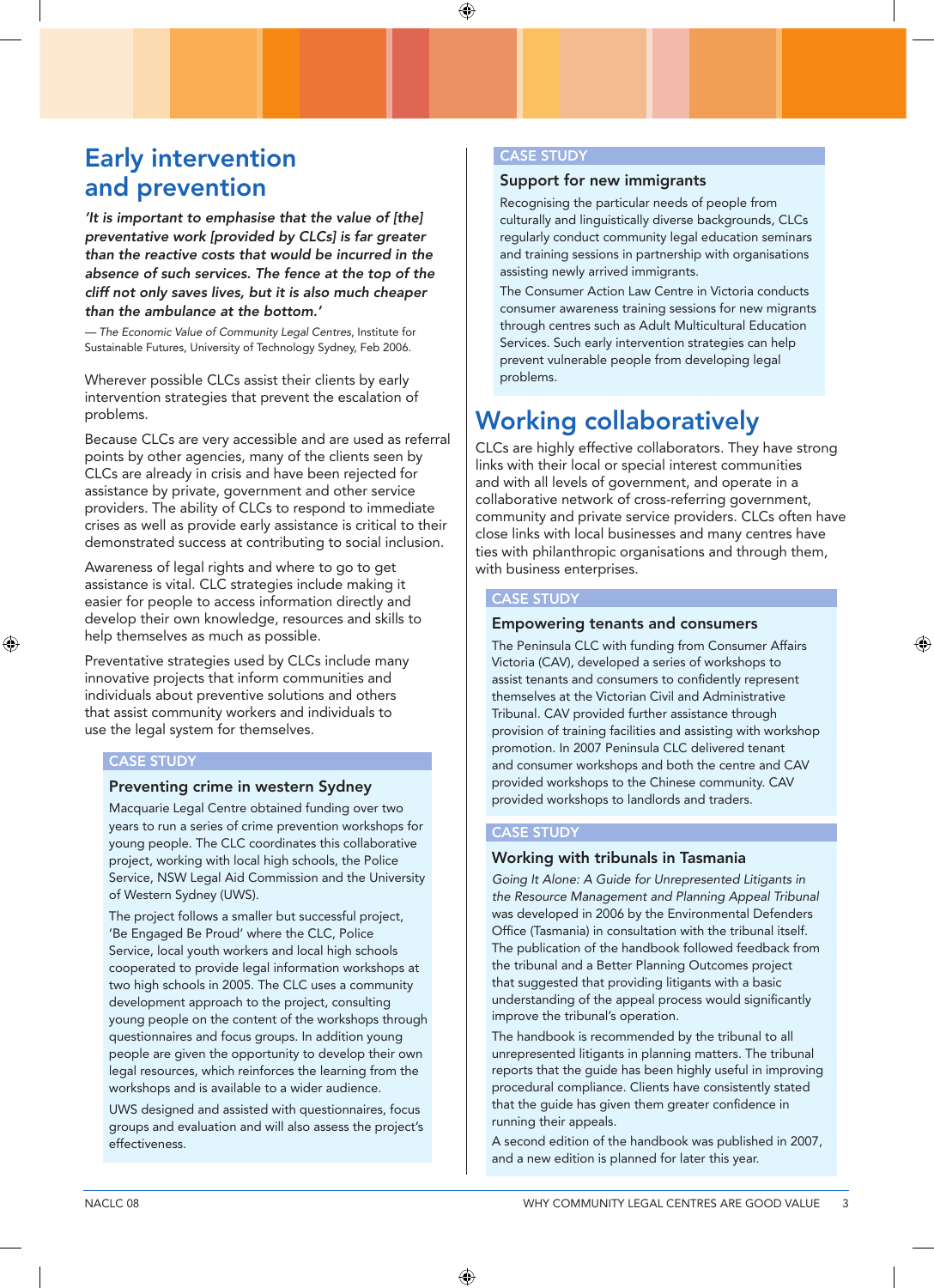# Early intervention and prevention

***'It is important to emphasise that the value of [the] preventative work [provided by CLCs] is far greater than the reactive costs that would be incurred in the absence of such services. The fence at the top of the cliff not only saves lives, but it is also much cheaper than the ambulance at the bottom.'***

— *The Economic Value of Community Legal Centres*, Institute for Sustainable Futures, University of Technology Sydney, Feb 2006.

Wherever possible CLCs assist their clients by early intervention strategies that prevent the escalation of problems.

Because CLCs are very accessible and are used as referral points by other agencies, many of the clients seen by CLCs are already in crisis and have been rejected for assistance by private, government and other service providers. The ability of CLCs to respond to immediate crises as well as provide early assistance is critical to their demonstrated success at contributing to social inclusion.

Awareness of legal rights and where to go to get assistance is vital. CLC strategies include making it easier for people to access information directly and develop their own knowledge, resources and skills to help themselves as much as possible.

Preventative strategies used by CLCs include many innovative projects that inform communities and individuals about preventive solutions and others that assist community workers and individuals to use the legal system for themselves.

CASE STUDY

### Preventing crime in western Sydney

Macquarie Legal Centre obtained funding over two years to run a series of crime prevention workshops for young people. The CLC coordinates this collaborative project, working with local high schools, the Police Service, NSW Legal Aid Commission and the University of Western Sydney (UWS).

The project follows a smaller but successful project, 'Be Engaged Be Proud' where the CLC, Police Service, local youth workers and local high schools cooperated to provide legal information workshops at two high schools in 2005. The CLC uses a community development approach to the project, consulting young people on the content of the workshops through questionnaires and focus groups. In addition young people are given the opportunity to develop their own legal resources, which reinforces the learning from the workshops and is available to a wider audience.

UWS designed and assisted with questionnaires, focus groups and evaluation and will also assess the project's effectiveness.

CASE STUDY

### Support for new immigrants

Recognising the particular needs of people from culturally and linguistically diverse backgrounds, CLCs regularly conduct community legal education seminars and training sessions in partnership with organisations assisting newly arrived immigrants.

The Consumer Action Law Centre in Victoria conducts consumer awareness training sessions for new migrants through centres such as Adult Multicultural Education Services. Such early intervention strategies can help prevent vulnerable people from developing legal problems.

# Working collaboratively

CLCs are highly effective collaborators. They have strong links with their local or special interest communities and with all levels of government, and operate in a collaborative network of cross-referring government, community and private service providers. CLCs often have close links with local businesses and many centres have ties with philanthropic organisations and through them, with business enterprises.

CASE STUDY

### Empowering tenants and consumers

The Peninsula CLC with funding from Consumer Affairs Victoria (CAV), developed a series of workshops to assist tenants and consumers to confidently represent themselves at the Victorian Civil and Administrative Tribunal. CAV provided further assistance through provision of training facilities and assisting with workshop promotion. In 2007 Peninsula CLC delivered tenant and consumer workshops and both the centre and CAV provided workshops to the Chinese community. CAV provided workshops to landlords and traders.

CASE STUDY

### Working with tribunals in Tasmania

*Going It Alone: A Guide for Unrepresented Litigants in the Resource Management and Planning Appeal Tribunal* was developed in 2006 by the Environmental Defenders Office (Tasmania) in consultation with the tribunal itself. The publication of the handbook followed feedback from the tribunal and a Better Planning Outcomes project that suggested that providing litigants with a basic understanding of the appeal process would significantly improve the tribunal's operation.

The handbook is recommended by the tribunal to all unrepresented litigants in planning matters. The tribunal reports that the guide has been highly useful in improving procedural compliance. Clients have consistently stated that the guide has given them greater confidence in running their appeals.

A second edition of the handbook was published in 2007, and a new edition is planned for later this year.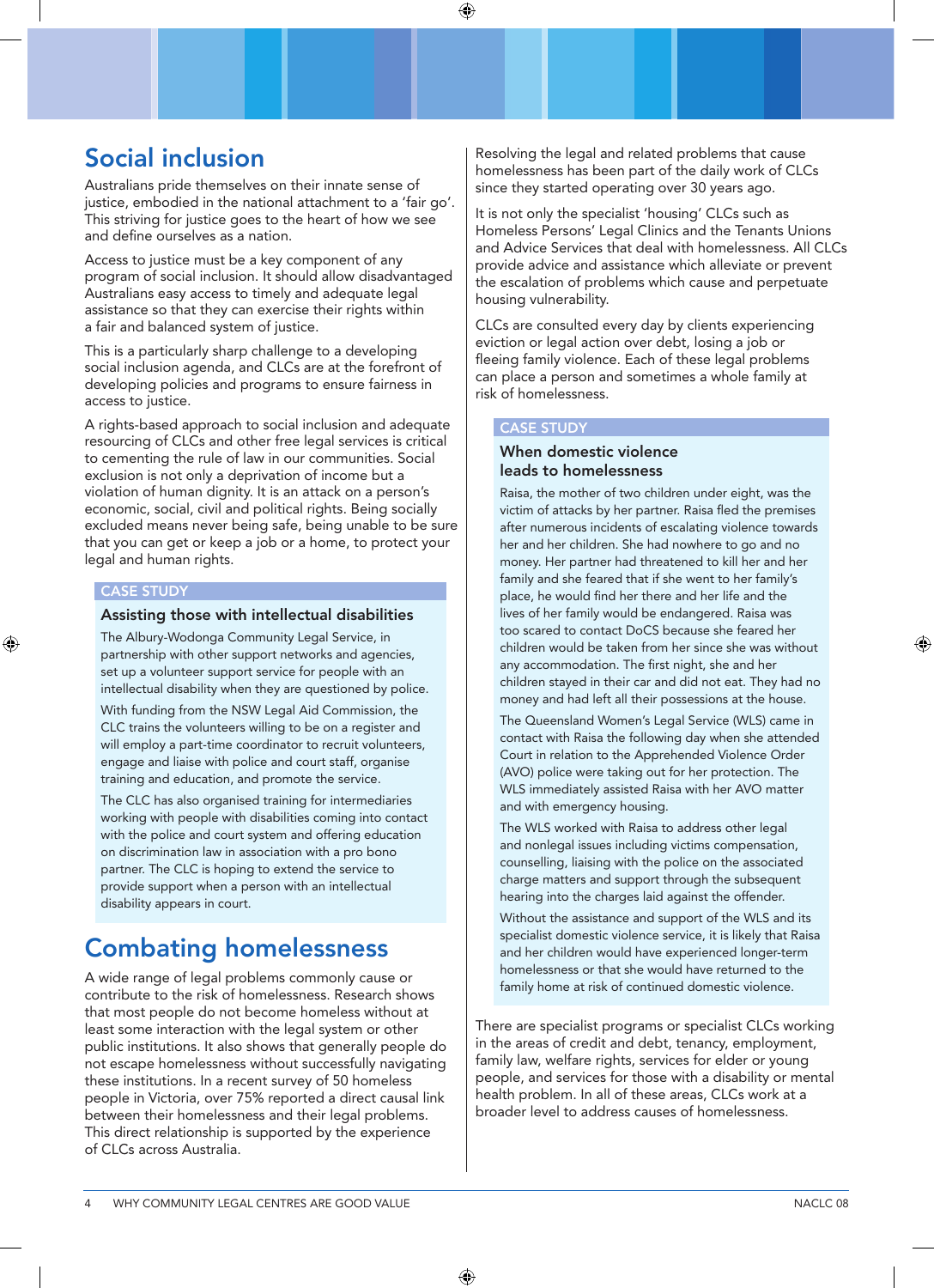## Social inclusion

Australians pride themselves on their innate sense of justice, embodied in the national attachment to a 'fair go'. This striving for justice goes to the heart of how we see and define ourselves as a nation.

Access to justice must be a key component of any program of social inclusion. It should allow disadvantaged Australians easy access to timely and adequate legal assistance so that they can exercise their rights within a fair and balanced system of justice.

This is a particularly sharp challenge to a developing social inclusion agenda, and CLCs are at the forefront of developing policies and programs to ensure fairness in access to justice.

A rights-based approach to social inclusion and adequate resourcing of CLCs and other free legal services is critical to cementing the rule of law in our communities. Social exclusion is not only a deprivation of income but a violation of human dignity. It is an attack on a person's economic, social, civil and political rights. Being socially excluded means never being safe, being unable to be sure that you can get or keep a job or a home, to protect your legal and human rights.

> **CASE STUDY**
>
> ### Assisting those with intellectual disabilities
>
> The Albury-Wodonga Community Legal Service, in partnership with other support networks and agencies, set up a volunteer support service for people with an intellectual disability when they are questioned by police.
>
> With funding from the NSW Legal Aid Commission, the CLC trains the volunteers willing to be on a register and will employ a part-time coordinator to recruit volunteers, engage and liaise with police and court staff, organise training and education, and promote the service.
>
> The CLC has also organised training for intermediaries working with people with disabilities coming into contact with the police and court system and offering education on discrimination law in association with a pro bono partner. The CLC is hoping to extend the service to provide support when a person with an intellectual disability appears in court.

## Combating homelessness

A wide range of legal problems commonly cause or contribute to the risk of homelessness. Research shows that most people do not become homeless without at least some interaction with the legal system or other public institutions. It also shows that generally people do not escape homelessness without successfully navigating these institutions. In a recent survey of 50 homeless people in Victoria, over 75% reported a direct causal link between their homelessness and their legal problems. This direct relationship is supported by the experience of CLCs across Australia.

Resolving the legal and related problems that cause homelessness has been part of the daily work of CLCs since they started operating over 30 years ago.

It is not only the specialist 'housing' CLCs such as Homeless Persons' Legal Clinics and the Tenants Unions and Advice Services that deal with homelessness. All CLCs provide advice and assistance which alleviate or prevent the escalation of problems which cause and perpetuate housing vulnerability.

CLCs are consulted every day by clients experiencing eviction or legal action over debt, losing a job or fleeing family violence. Each of these legal problems can place a person and sometimes a whole family at risk of homelessness.

> **CASE STUDY**
>
> ### When domestic violence leads to homelessness
>
> Raisa, the mother of two children under eight, was the victim of attacks by her partner. Raisa fled the premises after numerous incidents of escalating violence towards her and her children. She had nowhere to go and no money. Her partner had threatened to kill her and her family and she feared that if she went to her family's place, he would find her there and her life and the lives of her family would be endangered. Raisa was too scared to contact DoCS because she feared her children would be taken from her since she was without any accommodation. The first night, she and her children stayed in their car and did not eat. They had no money and had left all their possessions at the house.
>
> The Queensland Women's Legal Service (WLS) came in contact with Raisa the following day when she attended Court in relation to the Apprehended Violence Order (AVO) police were taking out for her protection. The WLS immediately assisted Raisa with her AVO matter and with emergency housing.
>
> The WLS worked with Raisa to address other legal and nonlegal issues including victims compensation, counselling, liaising with the police on the associated charge matters and support through the subsequent hearing into the charges laid against the offender.
>
> Without the assistance and support of the WLS and its specialist domestic violence service, it is likely that Raisa and her children would have experienced longer-term homelessness or that she would have returned to the family home at risk of continued domestic violence.

There are specialist programs or specialist CLCs working in the areas of credit and debt, tenancy, employment, family law, welfare rights, services for elder or young people, and services for those with a disability or mental health problem. In all of these areas, CLCs work at a broader level to address causes of homelessness.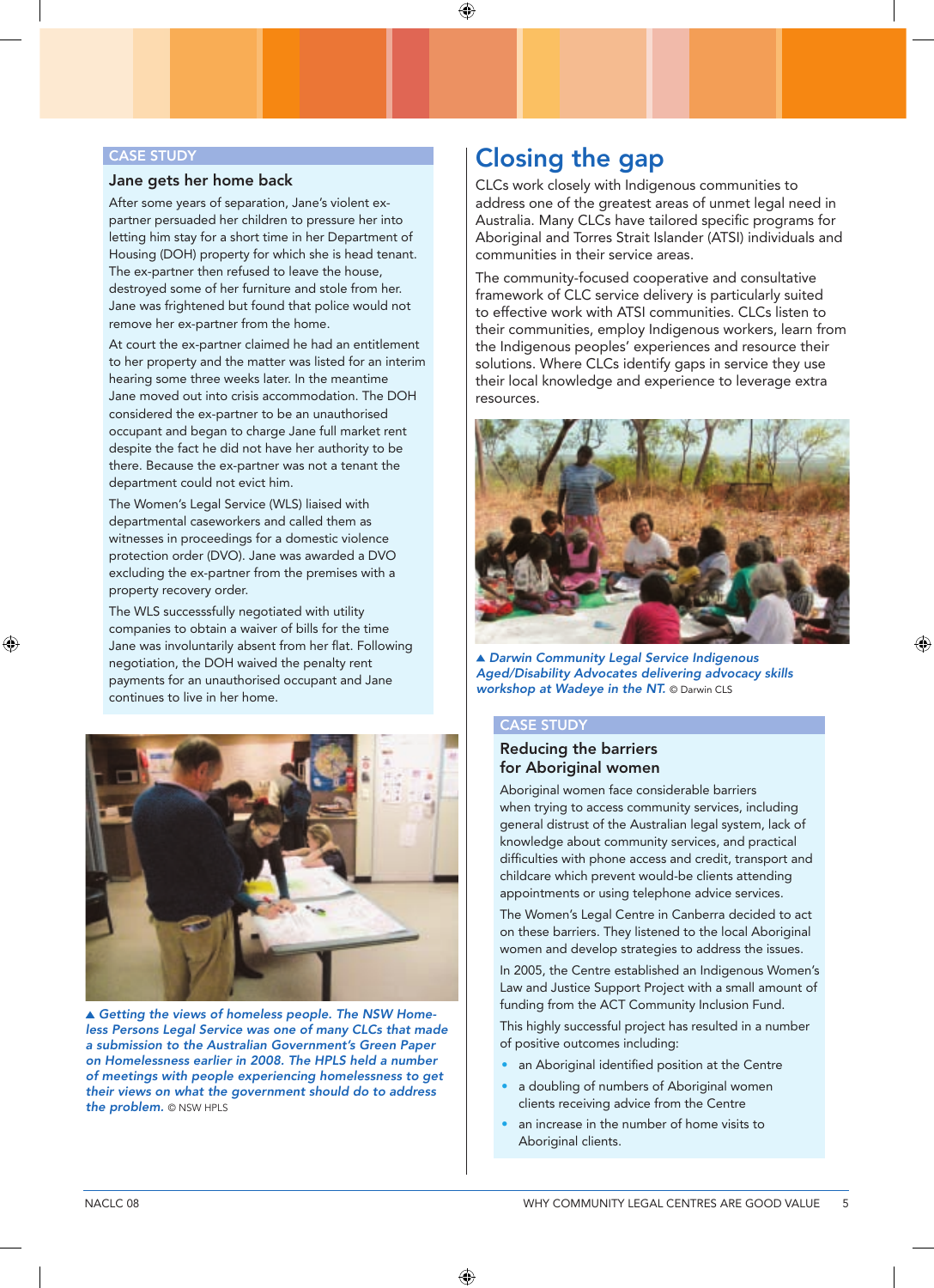CASE STUDY

### Jane gets her home back

After some years of separation, Jane's violent ex-partner persuaded her children to pressure her into letting him stay for a short time in her Department of Housing (DOH) property for which she is head tenant. The ex-partner then refused to leave the house, destroyed some of her furniture and stole from her. Jane was frightened but found that police would not remove her ex-partner from the home.

At court the ex-partner claimed he had an entitlement to her property and the matter was listed for an interim hearing some three weeks later. In the meantime Jane moved out into crisis accommodation. The DOH considered the ex-partner to be an unauthorised occupant and began to charge Jane full market rent despite the fact he did not have her authority to be there. Because the ex-partner was not a tenant the department could not evict him.

The Women's Legal Service (WLS) liaised with departmental caseworkers and called them as witnesses in proceedings for a domestic violence protection order (DVO). Jane was awarded a DVO excluding the ex-partner from the premises with a property recovery order.

The WLS successsfully negotiated with utility companies to obtain a waiver of bills for the time Jane was involuntarily absent from her flat. Following negotiation, the DOH waived the penalty rent payments for an unauthorised occupant and Jane continues to live in her home.

▲ *Getting the views of homeless people. The NSW Homeless Persons Legal Service was one of many CLCs that made a submission to the Australian Government's Green Paper on Homelessness earlier in 2008. The HPLS held a number of meetings with people experiencing homelessness to get their views on what the government should do to address the problem.* © NSW HPLS

## Closing the gap

CLCs work closely with Indigenous communities to address one of the greatest areas of unmet legal need in Australia. Many CLCs have tailored specific programs for Aboriginal and Torres Strait Islander (ATSI) individuals and communities in their service areas.

The community-focused cooperative and consultative framework of CLC service delivery is particularly suited to effective work with ATSI communities. CLCs listen to their communities, employ Indigenous workers, learn from the Indigenous peoples' experiences and resource their solutions. Where CLCs identify gaps in service they use their local knowledge and experience to leverage extra resources.

▲ *Darwin Community Legal Service Indigenous Aged/Disability Advocates delivering advocacy skills workshop at Wadeye in the NT.* © Darwin CLS

CASE STUDY

### Reducing the barriers for Aboriginal women

Aboriginal women face considerable barriers when trying to access community services, including general distrust of the Australian legal system, lack of knowledge about community services, and practical difficulties with phone access and credit, transport and childcare which prevent would-be clients attending appointments or using telephone advice services.

The Women's Legal Centre in Canberra decided to act on these barriers. They listened to the local Aboriginal women and develop strategies to address the issues.

In 2005, the Centre established an Indigenous Women's Law and Justice Support Project with a small amount of funding from the ACT Community Inclusion Fund.

This highly successful project has resulted in a number of positive outcomes including:

- an Aboriginal identified position at the Centre
- a doubling of numbers of Aboriginal women clients receiving advice from the Centre
- an increase in the number of home visits to Aboriginal clients.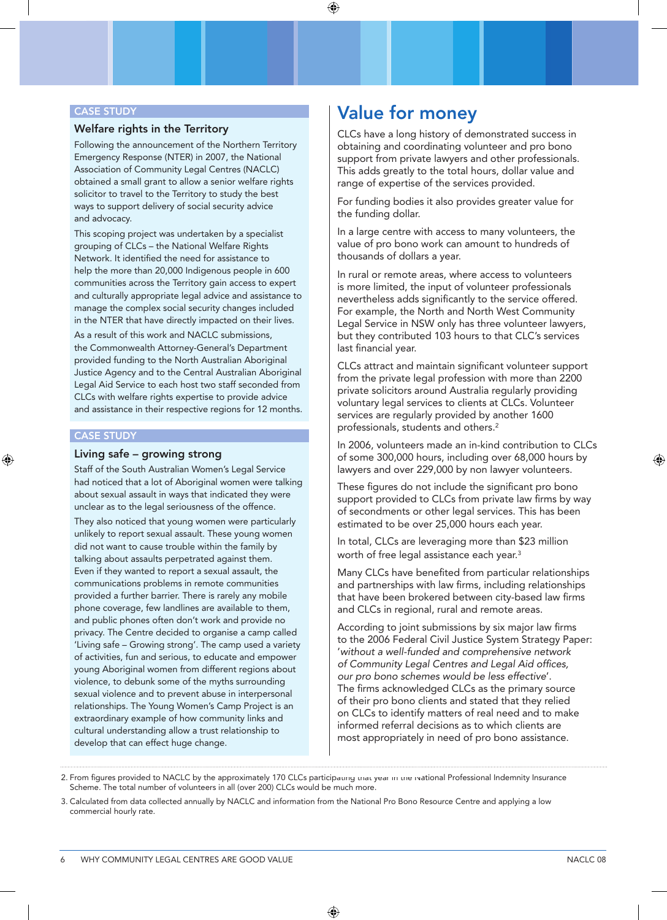CASE STUDY

### Welfare rights in the Territory

Following the announcement of the Northern Territory Emergency Response (NTER) in 2007, the National Association of Community Legal Centres (NACLC) obtained a small grant to allow a senior welfare rights solicitor to travel to the Territory to study the best ways to support delivery of social security advice and advocacy.

This scoping project was undertaken by a specialist grouping of CLCs – the National Welfare Rights Network. It identified the need for assistance to help the more than 20,000 Indigenous people in 600 communities across the Territory gain access to expert and culturally appropriate legal advice and assistance to manage the complex social security changes included in the NTER that have directly impacted on their lives.

As a result of this work and NACLC submissions, the Commonwealth Attorney-General's Department provided funding to the North Australian Aboriginal Justice Agency and to the Central Australian Aboriginal Legal Aid Service to each host two staff seconded from CLCs with welfare rights expertise to provide advice and assistance in their respective regions for 12 months.

CASE STUDY

### Living safe – growing strong

Staff of the South Australian Women's Legal Service had noticed that a lot of Aboriginal women were talking about sexual assault in ways that indicated they were unclear as to the legal seriousness of the offence.

They also noticed that young women were particularly unlikely to report sexual assault. These young women did not want to cause trouble within the family by talking about assaults perpetrated against them. Even if they wanted to report a sexual assault, the communications problems in remote communities provided a further barrier. There is rarely any mobile phone coverage, few landlines are available to them, and public phones often don't work and provide no privacy. The Centre decided to organise a camp called 'Living safe – Growing strong'. The camp used a variety of activities, fun and serious, to educate and empower young Aboriginal women from different regions about violence, to debunk some of the myths surrounding sexual violence and to prevent abuse in interpersonal relationships. The Young Women's Camp Project is an extraordinary example of how community links and cultural understanding allow a trust relationship to develop that can effect huge change.

# Value for money

CLCs have a long history of demonstrated success in obtaining and coordinating volunteer and pro bono support from private lawyers and other professionals. This adds greatly to the total hours, dollar value and range of expertise of the services provided.

For funding bodies it also provides greater value for the funding dollar.

In a large centre with access to many volunteers, the value of pro bono work can amount to hundreds of thousands of dollars a year.

In rural or remote areas, where access to volunteers is more limited, the input of volunteer professionals nevertheless adds significantly to the service offered. For example, the North and North West Community Legal Service in NSW only has three volunteer lawyers, but they contributed 103 hours to that CLC's services last financial year.

CLCs attract and maintain significant volunteer support from the private legal profession with more than 2200 private solicitors around Australia regularly providing voluntary legal services to clients at CLCs. Volunteer services are regularly provided by another 1600 professionals, students and others.[2]

In 2006, volunteers made an in-kind contribution to CLCs of some 300,000 hours, including over 68,000 hours by lawyers and over 229,000 by non lawyer volunteers.

These figures do not include the significant pro bono support provided to CLCs from private law firms by way of secondments or other legal services. This has been estimated to be over 25,000 hours each year.

In total, CLCs are leveraging more than $23 million worth of free legal assistance each year.[3]

Many CLCs have benefited from particular relationships and partnerships with law firms, including relationships that have been brokered between city-based law firms and CLCs in regional, rural and remote areas.

According to joint submissions by six major law firms to the 2006 Federal Civil Justice System Strategy Paper: '*without a well-funded and comprehensive network of Community Legal Centres and Legal Aid offices, our pro bono schemes would be less effective*'. The firms acknowledged CLCs as the primary source of their pro bono clients and stated that they relied on CLCs to identify matters of real need and to make informed referral decisions as to which clients are most appropriately in need of pro bono assistance.

---

2. From figures provided to NACLC by the approximately 170 CLCs participating that year in the National Professional Indemnity Insurance Scheme. The total number of volunteers in all (over 200) CLCs would be much more.

3. Calculated from data collected annually by NACLC and information from the National Pro Bono Resource Centre and applying a low commercial hourly rate.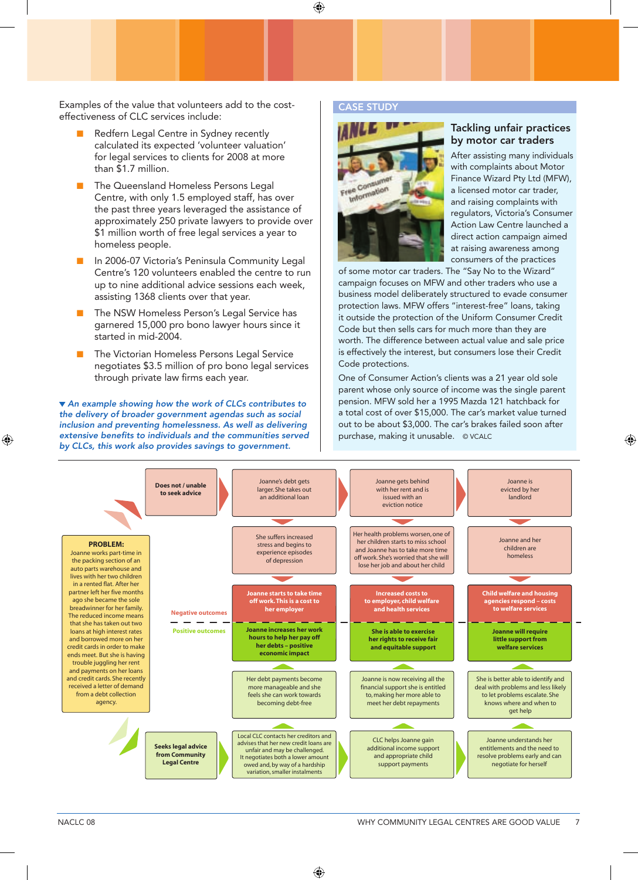Examples of the value that volunteers add to the cost-effectiveness of CLC services include:

- Redfern Legal Centre in Sydney recently calculated its expected 'volunteer valuation' for legal services to clients for 2008 at more than $1.7 million.
- The Queensland Homeless Persons Legal Centre, with only 1.5 employed staff, has over the past three years leveraged the assistance of approximately 250 private lawyers to provide over $1 million worth of free legal services a year to homeless people.
- In 2006-07 Victoria's Peninsula Community Legal Centre's 120 volunteers enabled the centre to run up to nine additional advice sessions each week, assisting 1368 clients over that year.
- The NSW Homeless Person's Legal Service has garnered 15,000 pro bono lawyer hours since it started in mid-2004.
- The Victorian Homeless Persons Legal Service negotiates $3.5 million of pro bono legal services through private law firms each year.

## CASE STUDY

### Tackling unfair practices by motor car traders

After assisting many individuals with complaints about Motor Finance Wizard Pty Ltd (MFW), a licensed motor car trader, and raising complaints with regulators, Victoria's Consumer Action Law Centre launched a direct action campaign aimed at raising awareness among consumers of the practices of some motor car traders. The "Say No to the Wizard" campaign focuses on MFW and other traders who use a business model deliberately structured to evade consumer protection laws. MFW offers "interest-free" loans, taking it outside the protection of the Uniform Consumer Credit Code but then sells cars for much more than they are worth. The difference between actual value and sale price is effectively the interest, but consumers lose their Credit Code protections.

One of Consumer Action's clients was a 21 year old sole parent whose only source of income was the single parent pension. MFW sold her a 1995 Mazda 121 hatchback for a total cost of over $15,000. The car's market value turned out to be about $3,000. The car's brakes failed soon after purchase, making it unusable. © VCALC

*▼ An example showing how the work of CLCs contributes to the delivery of broader government agendas such as social inclusion and preventing homelessness. As well as delivering extensive benefits to individuals and the communities served by CLCs, this work also provides savings to government.*

**PROBLEM:** Joanne works part-time in the packing section of an auto parts warehouse and lives with her two children in a rented flat. After her partner left her five months ago she became the sole breadwinner for her family. The reduced income means that she has taken out two loans at high interest rates and borrowed more on her credit cards in order to make ends meet. But she is having trouble juggling her rent and payments on her loans and credit cards. She recently received a letter of demand from a debt collection agency.

**Negative outcomes**

| **Does not / unable to seek advice** | Joanne's debt gets larger. She takes out an additional loan | Joanne gets behind with her rent and is issued with an eviction notice | Joanne is evicted by her landlord |
|---|---|---|---|
| | She suffers increased stress and begins to experience episodes of depression | Her health problems worsen, one of her children starts to miss school and Joanne has to take more time off work. She's worried that she will lose her job and about her child | Joanne and her children are homeless |
| | **Joanne starts to take time off work. This is a cost to her employer** | **Increased costs to to employer, child welfare and health services** | **Child welfare and housing agencies respond – costs to welfare services** |

**Positive outcomes**

| | | | |
|---|---|---|---|
| | **Joanne increases her work hours to help her pay off her debts – positive economic impact** | **She is able to exercise her rights to receive fair and equitable support** | **Joanne will require little support from welfare services** |
| | Her debt payments become more manageable and she feels she can work towards becoming debt-free | Joanne is now receiving all the financial support she is entitled to, making her more able to meet her debt repayments | She is better able to identify and deal with problems and less likely to let problems escalate. She knows where and when to get help |
| **Seeks legal advice from Community Legal Centre** | Local CLC contacts her creditors and advises that her new credit loans are unfair and may be challenged. It negotiates both a lower amount owed and, by way of a hardship variation, smaller instalments | CLC helps Joanne gain additional income support and appropriate child support payments | Joanne understands her entitlements and the need to resolve problems early and can negotiate for herself |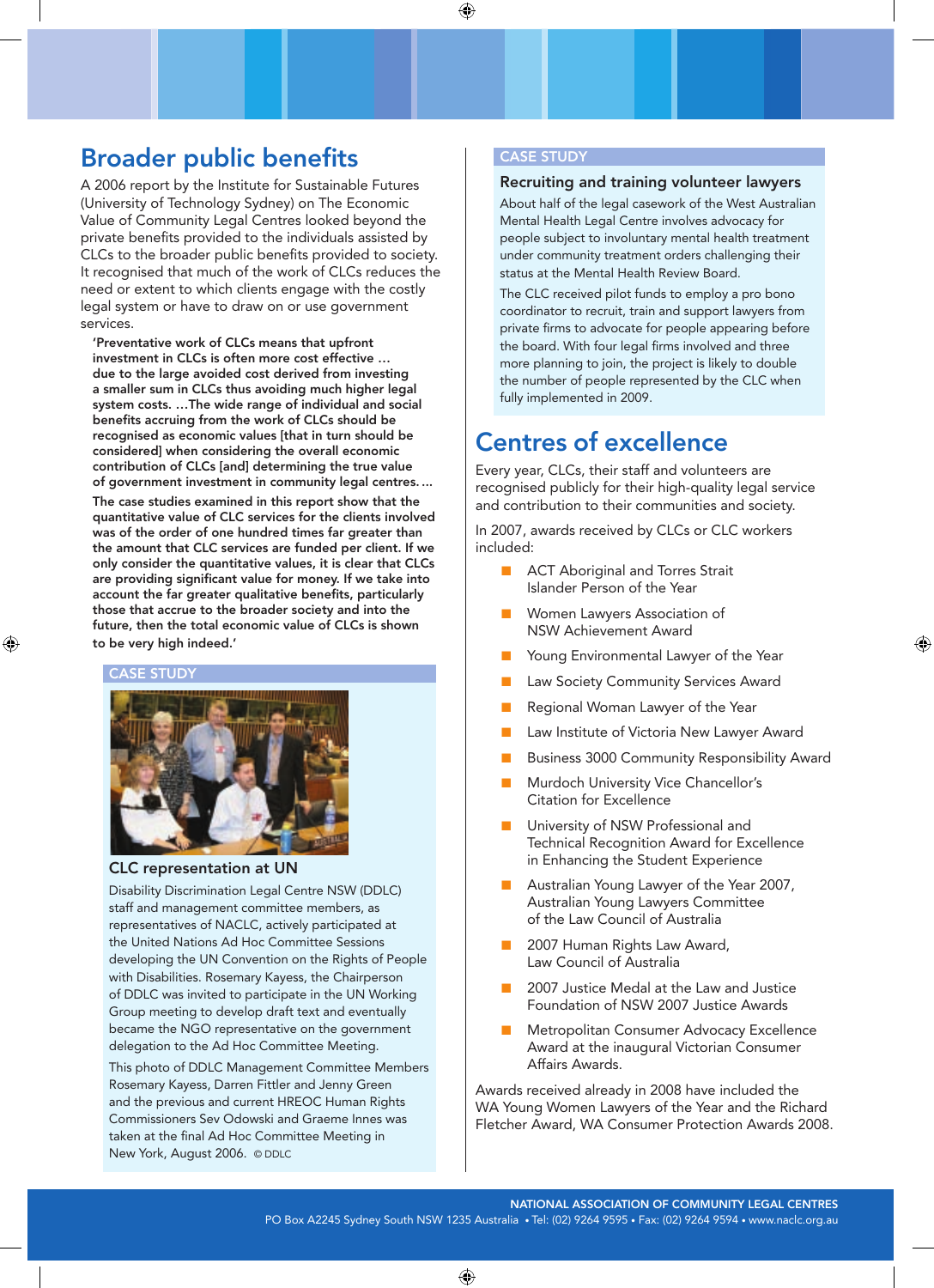## Broader public benefits

A 2006 report by the Institute for Sustainable Futures (University of Technology Sydney) on The Economic Value of Community Legal Centres looked beyond the private benefits provided to the individuals assisted by CLCs to the broader public benefits provided to society. It recognised that much of the work of CLCs reduces the need or extent to which clients engage with the costly legal system or have to draw on or use government services.

**'Preventative work of CLCs means that upfront investment in CLCs is often more cost effective … due to the large avoided cost derived from investing a smaller sum in CLCs thus avoiding much higher legal system costs. …The wide range of individual and social benefits accruing from the work of CLCs should be recognised as economic values [that in turn should be considered] when considering the overall economic contribution of CLCs [and] determining the true value of government investment in community legal centres. …**

**The case studies examined in this report show that the quantitative value of CLC services for the clients involved was of the order of one hundred times far greater than the amount that CLC services are funded per client. If we only consider the quantitative values, it is clear that CLCs are providing significant value for money. If we take into account the far greater qualitative benefits, particularly those that accrue to the broader society and into the future, then the total economic value of CLCs is shown to be very high indeed.'**

### CASE STUDY

#### CLC representation at UN

Disability Discrimination Legal Centre NSW (DDLC) staff and management committee members, as representatives of NACLC, actively participated at the United Nations Ad Hoc Committee Sessions developing the UN Convention on the Rights of People with Disabilities. Rosemary Kayess, the Chairperson of DDLC was invited to participate in the UN Working Group meeting to develop draft text and eventually became the NGO representative on the government delegation to the Ad Hoc Committee Meeting.

This photo of DDLC Management Committee Members Rosemary Kayess, Darren Fittler and Jenny Green and the previous and current HREOC Human Rights Commissioners Sev Odowski and Graeme Innes was taken at the final Ad Hoc Committee Meeting in New York, August 2006. © DDLC

### CASE STUDY

#### Recruiting and training volunteer lawyers

About half of the legal casework of the West Australian Mental Health Legal Centre involves advocacy for people subject to involuntary mental health treatment under community treatment orders challenging their status at the Mental Health Review Board.

The CLC received pilot funds to employ a pro bono coordinator to recruit, train and support lawyers from private firms to advocate for people appearing before the board. With four legal firms involved and three more planning to join, the project is likely to double the number of people represented by the CLC when fully implemented in 2009.

## Centres of excellence

Every year, CLCs, their staff and volunteers are recognised publicly for their high-quality legal service and contribution to their communities and society.

In 2007, awards received by CLCs or CLC workers included:

- ACT Aboriginal and Torres Strait Islander Person of the Year
- Women Lawyers Association of NSW Achievement Award
- Young Environmental Lawyer of the Year
- Law Society Community Services Award
- Regional Woman Lawyer of the Year
- Law Institute of Victoria New Lawyer Award
- Business 3000 Community Responsibility Award
- Murdoch University Vice Chancellor's Citation for Excellence
- University of NSW Professional and Technical Recognition Award for Excellence in Enhancing the Student Experience
- Australian Young Lawyer of the Year 2007, Australian Young Lawyers Committee of the Law Council of Australia
- 2007 Human Rights Law Award, Law Council of Australia
- 2007 Justice Medal at the Law and Justice Foundation of NSW 2007 Justice Awards
- Metropolitan Consumer Advocacy Excellence Award at the inaugural Victorian Consumer Affairs Awards.

Awards received already in 2008 have included the WA Young Women Lawyers of the Year and the Richard Fletcher Award, WA Consumer Protection Awards 2008.

**NATIONAL ASSOCIATION OF COMMUNITY LEGAL CENTRES**
PO Box A2245 Sydney South NSW 1235 Australia • Tel: (02) 9264 9595 • Fax: (02) 9264 9594 • www.naclc.org.au